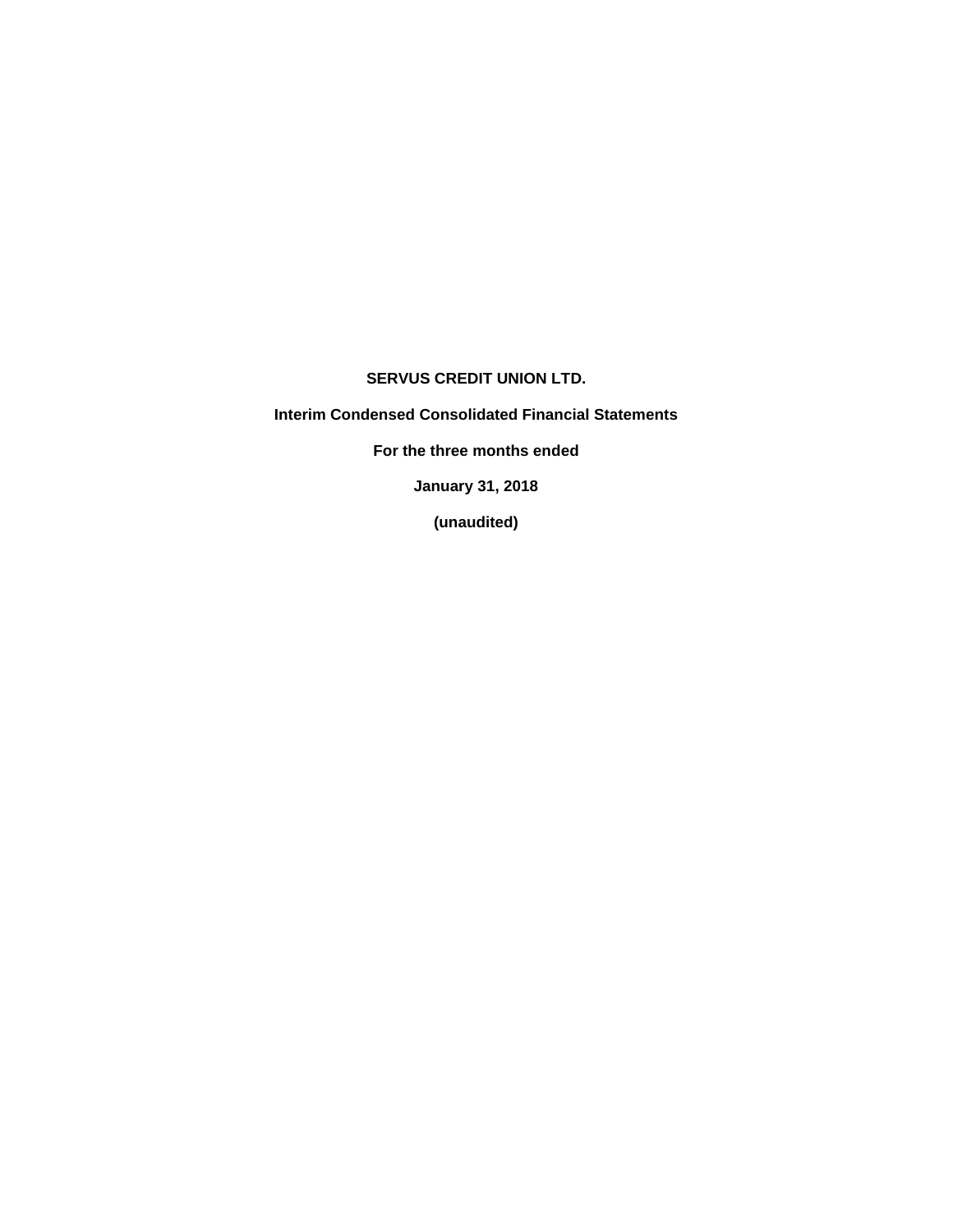**SERVUS CREDIT UNION LTD.**

**Interim Condensed Consolidated Financial Statements**

**For the three months ended**

**January 31, 2018**

**(unaudited)**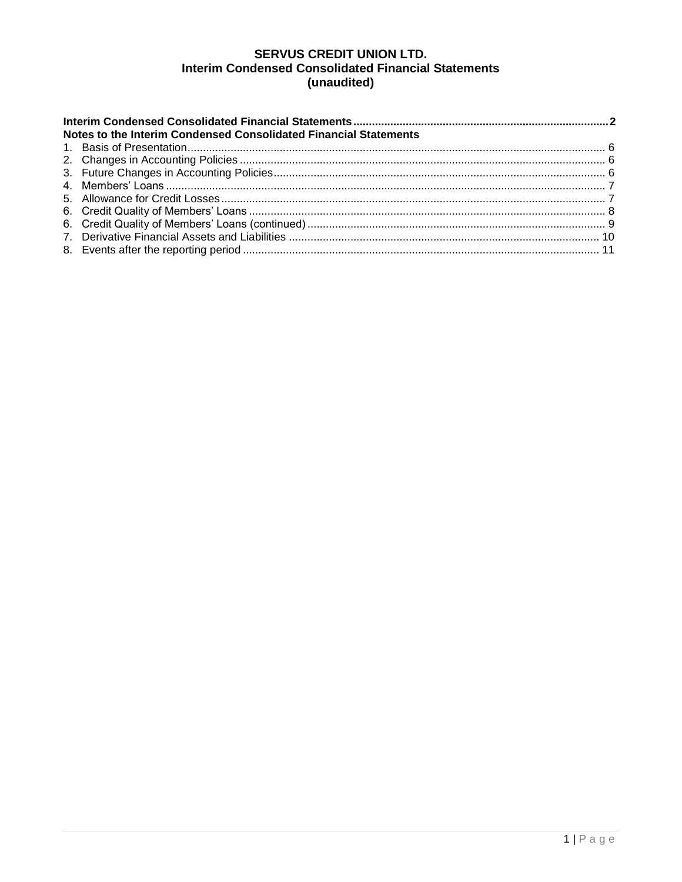# SERVUS CREDIT UNION LTD.
## Interim Condensed Consolidated Financial Statements
### (unaudited)

**Interim Condensed Consolidated Financial Statements** .......... **2**

**Notes to the Interim Condensed Consolidated Financial Statements**

1. Basis of Presentation .......... 6
2. Changes in Accounting Policies .......... 6
3. Future Changes in Accounting Policies .......... 6
4. Members' Loans .......... 7
5. Allowance for Credit Losses .......... 7
6. Credit Quality of Members' Loans .......... 8
6. Credit Quality of Members' Loans (continued) .......... 9
7. Derivative Financial Assets and Liabilities .......... 10
8. Events after the reporting period .......... 11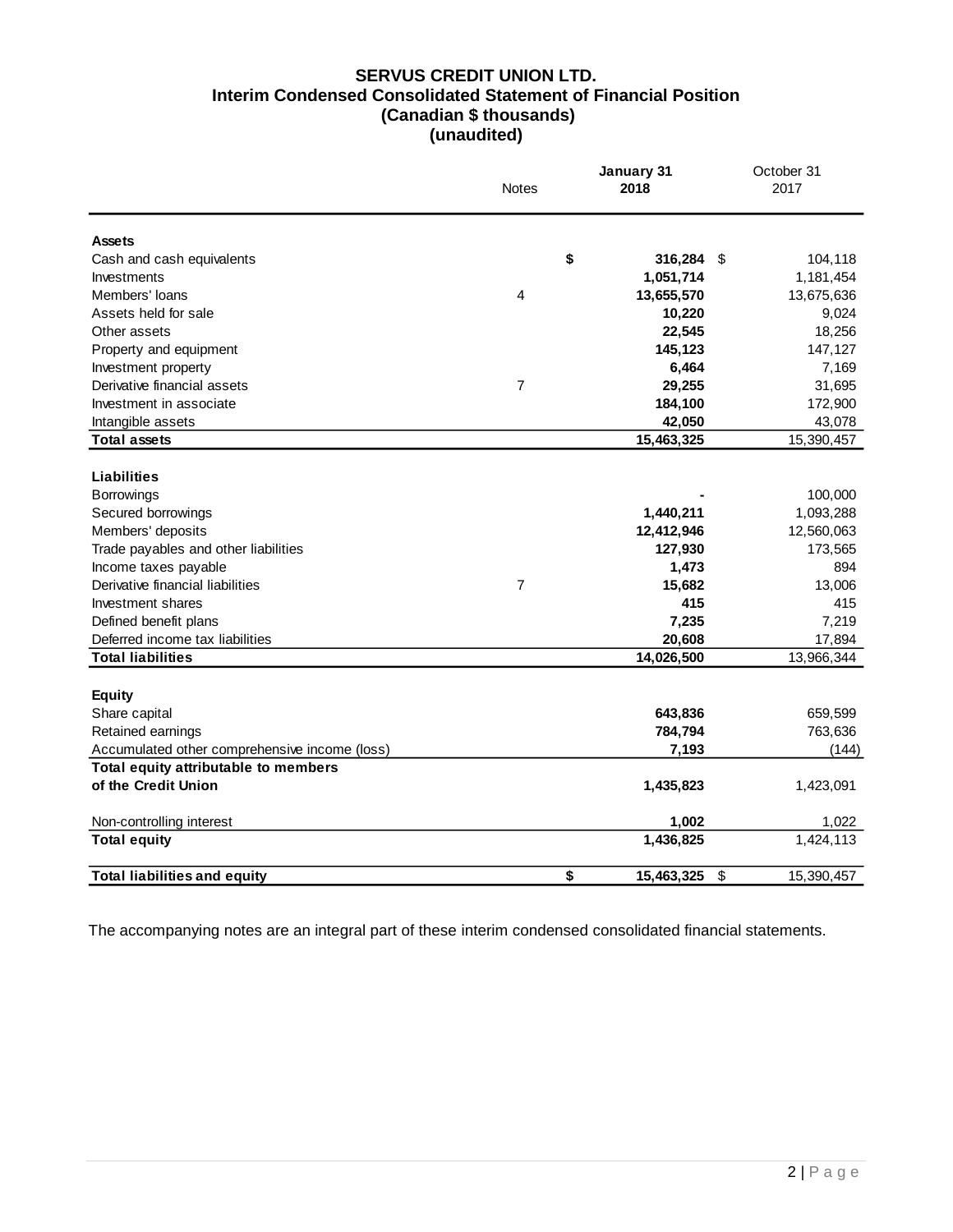# SERVUS CREDIT UNION LTD.
## Interim Condensed Consolidated Statement of Financial Position
### (Canadian $ thousands)
### (unaudited)

| | Notes | January 31 2018 | October 31 2017 |
|---|---|---|---|
| **Assets** | | | |
| Cash and cash equivalents | | **$ 316,284** | $ 104,118 |
| Investments | | **1,051,714** | 1,181,454 |
| Members' loans | 4 | **13,655,570** | 13,675,636 |
| Assets held for sale | | **10,220** | 9,024 |
| Other assets | | **22,545** | 18,256 |
| Property and equipment | | **145,123** | 147,127 |
| Investment property | | **6,464** | 7,169 |
| Derivative financial assets | 7 | **29,255** | 31,695 |
| Investment in associate | | **184,100** | 172,900 |
| Intangible assets | | **42,050** | 43,078 |
| **Total assets** | | **15,463,325** | 15,390,457 |
| **Liabilities** | | | |
| Borrowings | | **-** | 100,000 |
| Secured borrowings | | **1,440,211** | 1,093,288 |
| Members' deposits | | **12,412,946** | 12,560,063 |
| Trade payables and other liabilities | | **127,930** | 173,565 |
| Income taxes payable | | **1,473** | 894 |
| Derivative financial liabilities | 7 | **15,682** | 13,006 |
| Investment shares | | **415** | 415 |
| Defined benefit plans | | **7,235** | 7,219 |
| Deferred income tax liabilities | | **20,608** | 17,894 |
| **Total liabilities** | | **14,026,500** | 13,966,344 |
| **Equity** | | | |
| Share capital | | **643,836** | 659,599 |
| Retained earnings | | **784,794** | 763,636 |
| Accumulated other comprehensive income (loss) | | **7,193** | (144) |
| **Total equity attributable to members of the Credit Union** | | **1,435,823** | 1,423,091 |
| Non-controlling interest | | **1,002** | 1,022 |
| **Total equity** | | **1,436,825** | 1,424,113 |
| **Total liabilities and equity** | | **$ 15,463,325** | $ 15,390,457 |

The accompanying notes are an integral part of these interim condensed consolidated financial statements.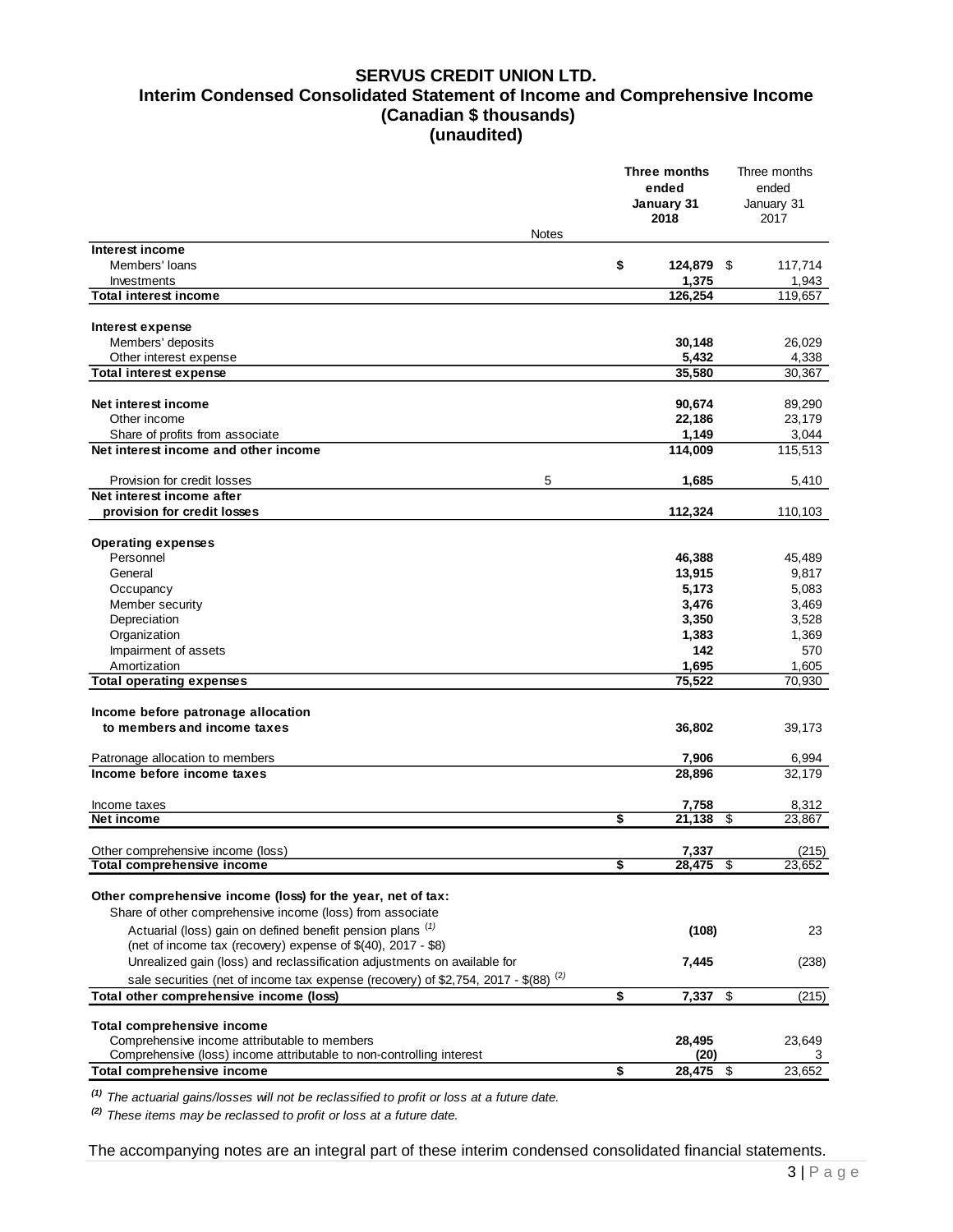# SERVUS CREDIT UNION LTD.
## Interim Condensed Consolidated Statement of Income and Comprehensive Income
### (Canadian $ thousands)
### (unaudited)

| | Notes | **Three months ended January 31 2018** | Three months ended January 31 2017 |
|---|---|---|---|
| **Interest income** | | | |
| Members' loans | | **$ 124,879** | $ 117,714 |
| Investments | | **1,375** | 1,943 |
| **Total interest income** | | **126,254** | 119,657 |
| **Interest expense** | | | |
| Members' deposits | | **30,148** | 26,029 |
| Other interest expense | | **5,432** | 4,338 |
| **Total interest expense** | | **35,580** | 30,367 |
| **Net interest income** | | **90,674** | 89,290 |
| Other income | | **22,186** | 23,179 |
| Share of profits from associate | | **1,149** | 3,044 |
| **Net interest income and other income** | | **114,009** | 115,513 |
| Provision for credit losses | 5 | **1,685** | 5,410 |
| **Net interest income after provision for credit losses** | | **112,324** | 110,103 |
| **Operating expenses** | | | |
| Personnel | | **46,388** | 45,489 |
| General | | **13,915** | 9,817 |
| Occupancy | | **5,173** | 5,083 |
| Member security | | **3,476** | 3,469 |
| Depreciation | | **3,350** | 3,528 |
| Organization | | **1,383** | 1,369 |
| Impairment of assets | | **142** | 570 |
| Amortization | | **1,695** | 1,605 |
| **Total operating expenses** | | **75,522** | 70,930 |
| **Income before patronage allocation to members and income taxes** | | **36,802** | 39,173 |
| Patronage allocation to members | | **7,906** | 6,994 |
| **Income before income taxes** | | **28,896** | 32,179 |
| Income taxes | | **7,758** | 8,312 |
| **Net income** | | **$ 21,138** | $ 23,867 |
| Other comprehensive income (loss) | | **7,337** | (215) |
| **Total comprehensive income** | | **$ 28,475** | $ 23,652 |
| **Other comprehensive income (loss) for the year, net of tax:** | | | |
| Share of other comprehensive income (loss) from associate | | | |
| Actuarial (loss) gain on defined benefit pension plans [(1)] (net of income tax (recovery) expense of $(40), 2017 - $8) | | **(108)** | 23 |
| Unrealized gain (loss) and reclassification adjustments on available for sale securities (net of income tax expense (recovery) of $2,754, 2017 - $(88) [(2)] | | **7,445** | (238) |
| **Total other comprehensive income (loss)** | | **$ 7,337** | $ (215) |
| **Total comprehensive income** | | | |
| Comprehensive income attributable to members | | **28,495** | 23,649 |
| Comprehensive (loss) income attributable to non-controlling interest | | **(20)** | 3 |
| **Total comprehensive income** | | **$ 28,475** | $ 23,652 |

[(1)] *The actuarial gains/losses will not be reclassified to profit or loss at a future date.*

[(2)] *These items may be reclassed to profit or loss at a future date.*

The accompanying notes are an integral part of these interim condensed consolidated financial statements.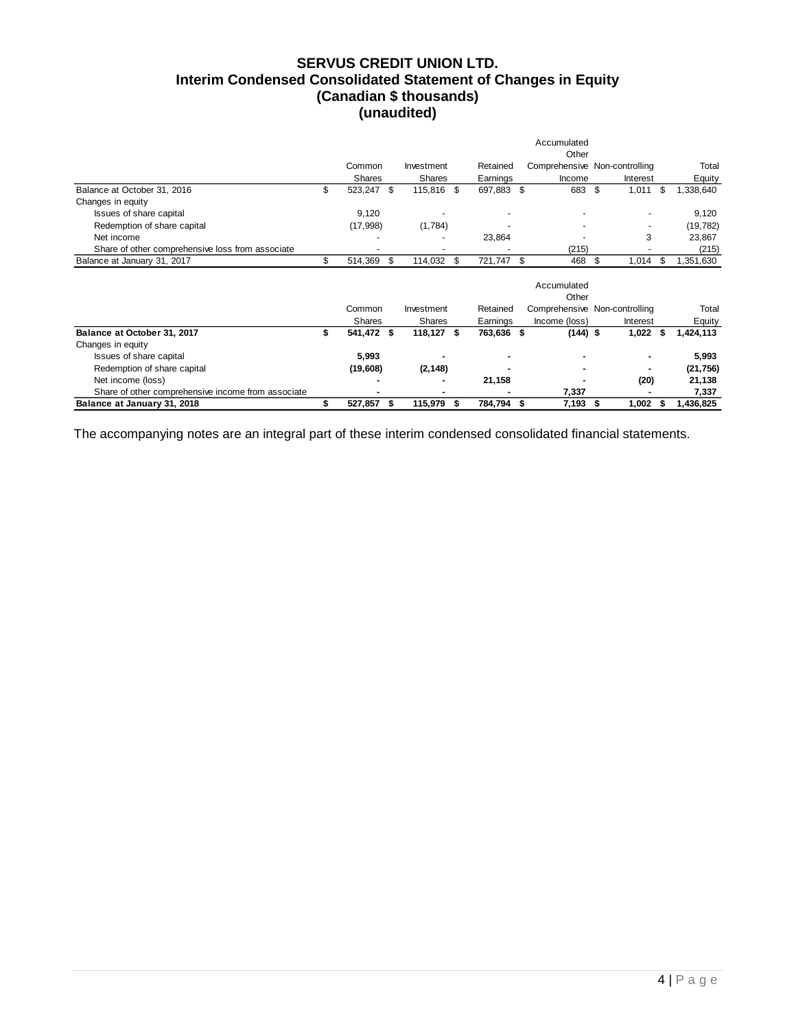# SERVUS CREDIT UNION LTD.
## Interim Condensed Consolidated Statement of Changes in Equity
## (Canadian $ thousands)
## (unaudited)

| | Common Shares | Investment Shares | Retained Earnings | Accumulated Other Comprehensive Income | Non-controlling Interest | Total Equity |
|---|---|---|---|---|---|---|
| Balance at October 31, 2016 | $ 523,247 | $ 115,816 | $ 697,883 | $ 683 | $ 1,011 | $ 1,338,640 |
| Changes in equity | | | | | | |
| Issues of share capital | 9,120 | - | - | - | - | 9,120 |
| Redemption of share capital | (17,998) | (1,784) | - | - | - | (19,782) |
| Net income | - | - | 23,864 | - | 3 | 23,867 |
| Share of other comprehensive loss from associate | - | - | - | (215) | - | (215) |
| Balance at January 31, 2017 | $ 514,369 | $ 114,032 | $ 721,747 | $ 468 | $ 1,014 | $ 1,351,630 |

| | Common Shares | Investment Shares | Retained Earnings | Accumulated Other Comprehensive Income (loss) | Non-controlling Interest | Total Equity |
|---|---|---|---|---|---|---|
| **Balance at October 31, 2017** | **$ 541,472** | **$ 118,127** | **$ 763,636** | **$ (144)** | **$ 1,022** | **$ 1,424,113** |
| Changes in equity | | | | | | |
| Issues of share capital | **5,993** | **-** | **-** | **-** | **-** | **5,993** |
| Redemption of share capital | **(19,608)** | **(2,148)** | **-** | **-** | **-** | **(21,756)** |
| Net income (loss) | **-** | **-** | **21,158** | **-** | **(20)** | **21,138** |
| Share of other comprehensive income from associate | **-** | **-** | **-** | **7,337** | **-** | **7,337** |
| **Balance at January 31, 2018** | **$ 527,857** | **$ 115,979** | **$ 784,794** | **$ 7,193** | **$ 1,002** | **$ 1,436,825** |

The accompanying notes are an integral part of these interim condensed consolidated financial statements.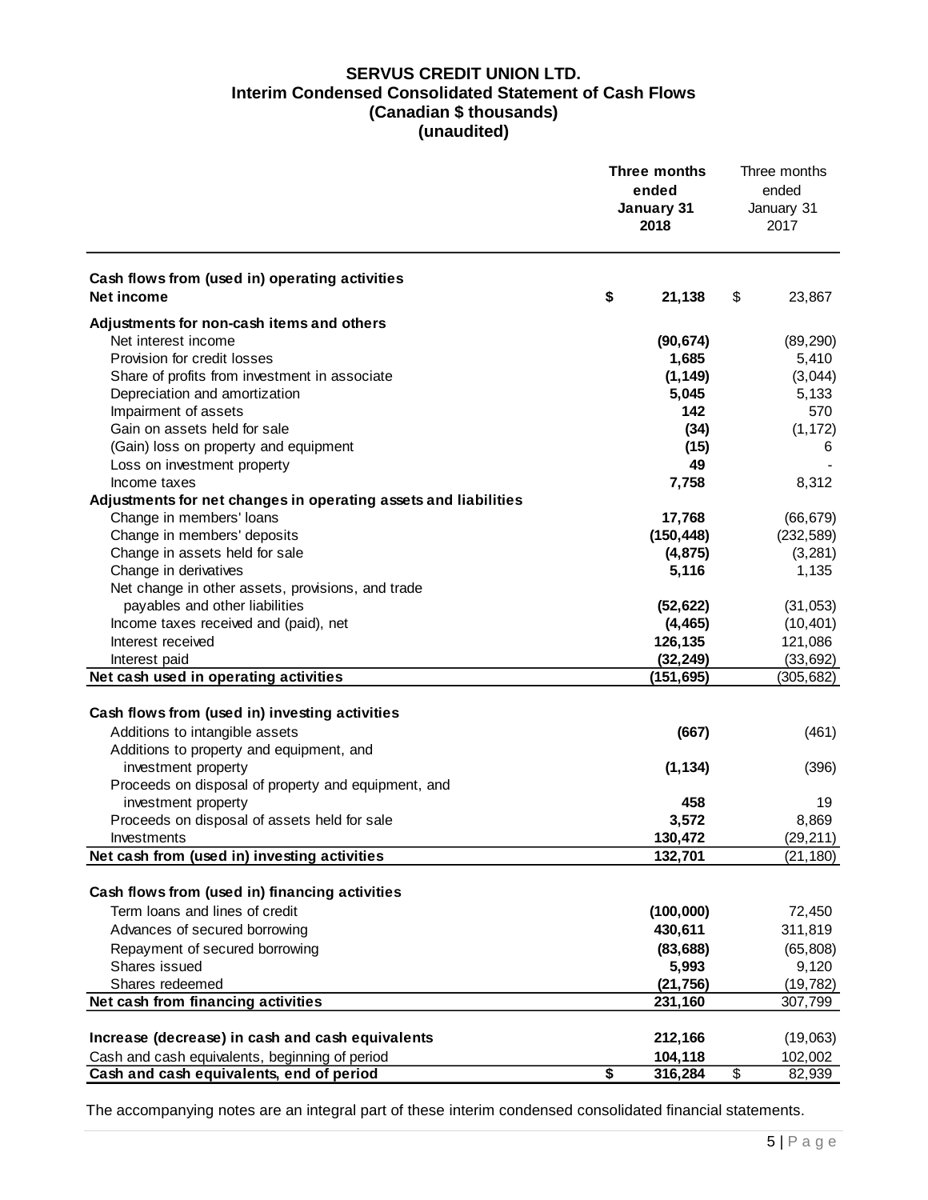# SERVUS CREDIT UNION LTD.
## Interim Condensed Consolidated Statement of Cash Flows
## (Canadian $ thousands)
## (unaudited)

| | Three months ended January 31 2018 | Three months ended January 31 2017 |
|---|---|---|
| **Cash flows from (used in) operating activities** | | |
| **Net income** | **$ 21,138** | $ 23,867 |
| **Adjustments for non-cash items and others** | | |
| Net interest income | **(90,674)** | (89,290) |
| Provision for credit losses | **1,685** | 5,410 |
| Share of profits from investment in associate | **(1,149)** | (3,044) |
| Depreciation and amortization | **5,045** | 5,133 |
| Impairment of assets | **142** | 570 |
| Gain on assets held for sale | **(34)** | (1,172) |
| (Gain) loss on property and equipment | **(15)** | 6 |
| Loss on investment property | **49** | - |
| Income taxes | **7,758** | 8,312 |
| **Adjustments for net changes in operating assets and liabilities** | | |
| Change in members' loans | **17,768** | (66,679) |
| Change in members' deposits | **(150,448)** | (232,589) |
| Change in assets held for sale | **(4,875)** | (3,281) |
| Change in derivatives | **5,116** | 1,135 |
| Net change in other assets, provisions, and trade payables and other liabilities | **(52,622)** | (31,053) |
| Income taxes received and (paid), net | **(4,465)** | (10,401) |
| Interest received | **126,135** | 121,086 |
| Interest paid | **(32,249)** | (33,692) |
| **Net cash used in operating activities** | **(151,695)** | (305,682) |
| **Cash flows from (used in) investing activities** | | |
| Additions to intangible assets | **(667)** | (461) |
| Additions to property and equipment, and investment property | **(1,134)** | (396) |
| Proceeds on disposal of property and equipment, and investment property | **458** | 19 |
| Proceeds on disposal of assets held for sale | **3,572** | 8,869 |
| Investments | **130,472** | (29,211) |
| **Net cash from (used in) investing activities** | **132,701** | (21,180) |
| **Cash flows from (used in) financing activities** | | |
| Term loans and lines of credit | **(100,000)** | 72,450 |
| Advances of secured borrowing | **430,611** | 311,819 |
| Repayment of secured borrowing | **(83,688)** | (65,808) |
| Shares issued | **5,993** | 9,120 |
| Shares redeemed | **(21,756)** | (19,782) |
| **Net cash from financing activities** | **231,160** | 307,799 |
| **Increase (decrease) in cash and cash equivalents** | **212,166** | (19,063) |
| Cash and cash equivalents, beginning of period | **104,118** | 102,002 |
| **Cash and cash equivalents, end of period** | **$ 316,284** | $ 82,939 |

The accompanying notes are an integral part of these interim condensed consolidated financial statements.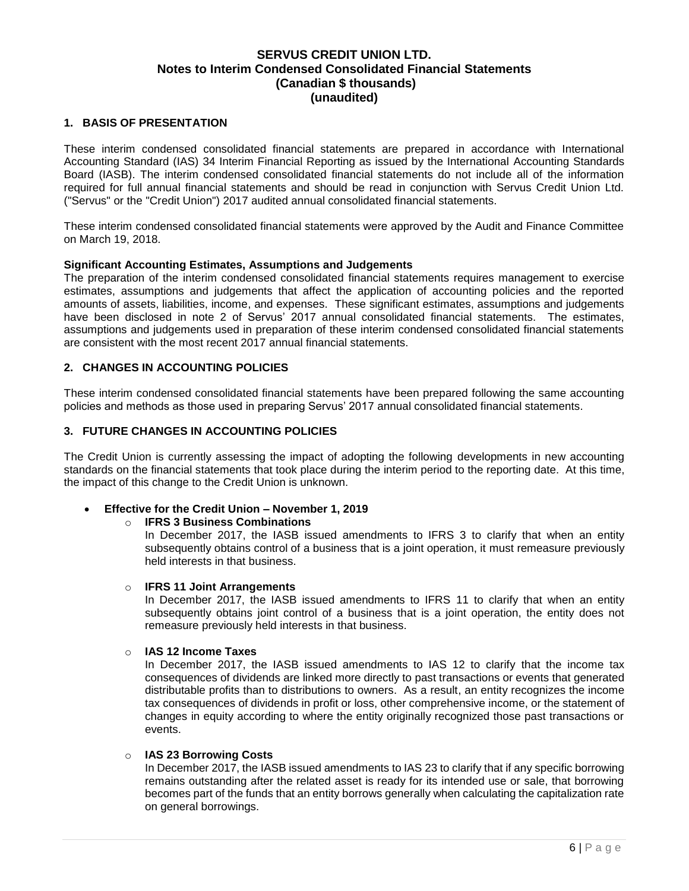# SERVUS CREDIT UNION LTD.
## Notes to Interim Condensed Consolidated Financial Statements
## (Canadian $ thousands)
## (unaudited)

### 1. BASIS OF PRESENTATION

These interim condensed consolidated financial statements are prepared in accordance with International Accounting Standard (IAS) 34 Interim Financial Reporting as issued by the International Accounting Standards Board (IASB). The interim condensed consolidated financial statements do not include all of the information required for full annual financial statements and should be read in conjunction with Servus Credit Union Ltd. ("Servus" or the "Credit Union") 2017 audited annual consolidated financial statements.

These interim condensed consolidated financial statements were approved by the Audit and Finance Committee on March 19, 2018.

**Significant Accounting Estimates, Assumptions and Judgements**
The preparation of the interim condensed consolidated financial statements requires management to exercise estimates, assumptions and judgements that affect the application of accounting policies and the reported amounts of assets, liabilities, income, and expenses. These significant estimates, assumptions and judgements have been disclosed in note 2 of Servus' 2017 annual consolidated financial statements. The estimates, assumptions and judgements used in preparation of these interim condensed consolidated financial statements are consistent with the most recent 2017 annual financial statements.

### 2. CHANGES IN ACCOUNTING POLICIES

These interim condensed consolidated financial statements have been prepared following the same accounting policies and methods as those used in preparing Servus' 2017 annual consolidated financial statements.

### 3. FUTURE CHANGES IN ACCOUNTING POLICIES

The Credit Union is currently assessing the impact of adopting the following developments in new accounting standards on the financial statements that took place during the interim period to the reporting date. At this time, the impact of this change to the Credit Union is unknown.

- **Effective for the Credit Union – November 1, 2019**
  - **IFRS 3 Business Combinations**
    In December 2017, the IASB issued amendments to IFRS 3 to clarify that when an entity subsequently obtains control of a business that is a joint operation, it must remeasure previously held interests in that business.

  - **IFRS 11 Joint Arrangements**
    In December 2017, the IASB issued amendments to IFRS 11 to clarify that when an entity subsequently obtains joint control of a business that is a joint operation, the entity does not remeasure previously held interests in that business.

  - **IAS 12 Income Taxes**
    In December 2017, the IASB issued amendments to IAS 12 to clarify that the income tax consequences of dividends are linked more directly to past transactions or events that generated distributable profits than to distributions to owners. As a result, an entity recognizes the income tax consequences of dividends in profit or loss, other comprehensive income, or the statement of changes in equity according to where the entity originally recognized those past transactions or events.

  - **IAS 23 Borrowing Costs**
    In December 2017, the IASB issued amendments to IAS 23 to clarify that if any specific borrowing remains outstanding after the related asset is ready for its intended use or sale, that borrowing becomes part of the funds that an entity borrows generally when calculating the capitalization rate on general borrowings.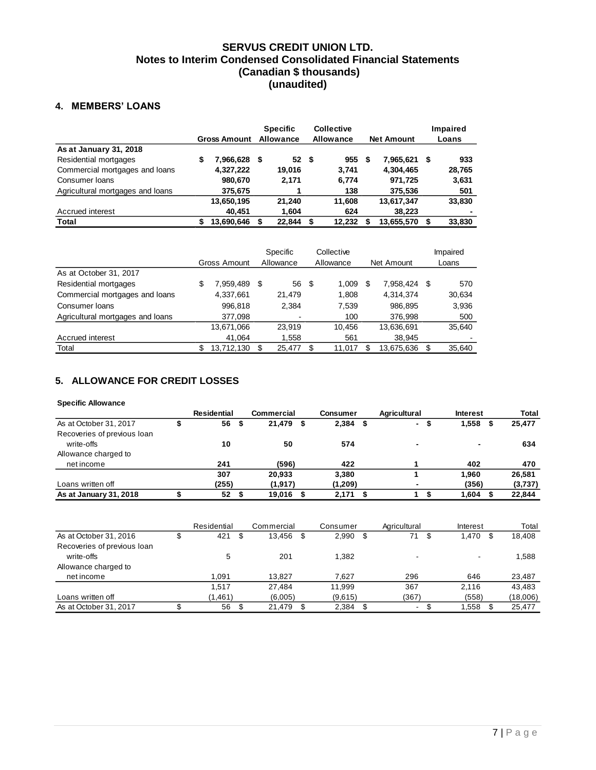# SERVUS CREDIT UNION LTD.
## Notes to Interim Condensed Consolidated Financial Statements
## (Canadian $ thousands)
## (unaudited)

### 4. MEMBERS' LOANS

| | Gross Amount | Specific Allowance | Collective Allowance | Net Amount | Impaired Loans |
|---|---|---|---|---|---|
| **As at January 31, 2018** | | | | | |
| Residential mortgages | **$ 7,966,628** | **$ 52** | **$ 955** | **$ 7,965,621** | **$ 933** |
| Commercial mortgages and loans | **4,327,222** | **19,016** | **3,741** | **4,304,465** | **28,765** |
| Consumer loans | **980,670** | **2,171** | **6,774** | **971,725** | **3,631** |
| Agricultural mortgages and loans | **375,675** | **1** | **138** | **375,536** | **501** |
| | **13,650,195** | **21,240** | **11,608** | **13,617,347** | **33,830** |
| Accrued interest | **40,451** | **1,604** | **624** | **38,223** | **-** |
| **Total** | **$ 13,690,646** | **$ 22,844** | **$ 12,232** | **$ 13,655,570** | **$ 33,830** |

| | Gross Amount | Specific Allowance | Collective Allowance | Net Amount | Impaired Loans |
|---|---|---|---|---|---|
| As at October 31, 2017 | | | | | |
| Residential mortgages | $ 7,959,489 | $ 56 | $ 1,009 | $ 7,958,424 | $ 570 |
| Commercial mortgages and loans | 4,337,661 | 21,479 | 1,808 | 4,314,374 | 30,634 |
| Consumer loans | 996,818 | 2,384 | 7,539 | 986,895 | 3,936 |
| Agricultural mortgages and loans | 377,098 | - | 100 | 376,998 | 500 |
| | 13,671,066 | 23,919 | 10,456 | 13,636,691 | 35,640 |
| Accrued interest | 41,064 | 1,558 | 561 | 38,945 | - |
| Total | $ 13,712,130 | $ 25,477 | $ 11,017 | $ 13,675,636 | $ 35,640 |

### 5. ALLOWANCE FOR CREDIT LOSSES

**Specific Allowance**

| | Residential | Commercial | Consumer | Agricultural | Interest | Total |
|---|---|---|---|---|---|---|
| As at October 31, 2017 | **$ 56** | **$ 21,479** | **$ 2,384** | **$ -** | **$ 1,558** | **$ 25,477** |
| Recoveries of previous loan write-offs | **10** | **50** | **574** | **-** | **-** | **634** |
| Allowance charged to net income | **241** | **(596)** | **422** | **1** | **402** | **470** |
| | **307** | **20,933** | **3,380** | **1** | **1,960** | **26,581** |
| Loans written off | **(255)** | **(1,917)** | **(1,209)** | **-** | **(356)** | **(3,737)** |
| **As at January 31, 2018** | **$ 52** | **$ 19,016** | **$ 2,171** | **$ 1** | **$ 1,604** | **$ 22,844** |

| | Residential | Commercial | Consumer | Agricultural | Interest | Total |
|---|---|---|---|---|---|---|
| As at October 31, 2016 | $ 421 | $ 13,456 | $ 2,990 | $ 71 | $ 1,470 | $ 18,408 |
| Recoveries of previous loan write-offs | 5 | 201 | 1,382 | - | - | 1,588 |
| Allowance charged to net income | 1,091 | 13,827 | 7,627 | 296 | 646 | 23,487 |
| | 1,517 | 27,484 | 11,999 | 367 | 2,116 | 43,483 |
| Loans written off | (1,461) | (6,005) | (9,615) | (367) | (558) | (18,006) |
| As at October 31, 2017 | $ 56 | $ 21,479 | $ 2,384 | $ - | $ 1,558 | $ 25,477 |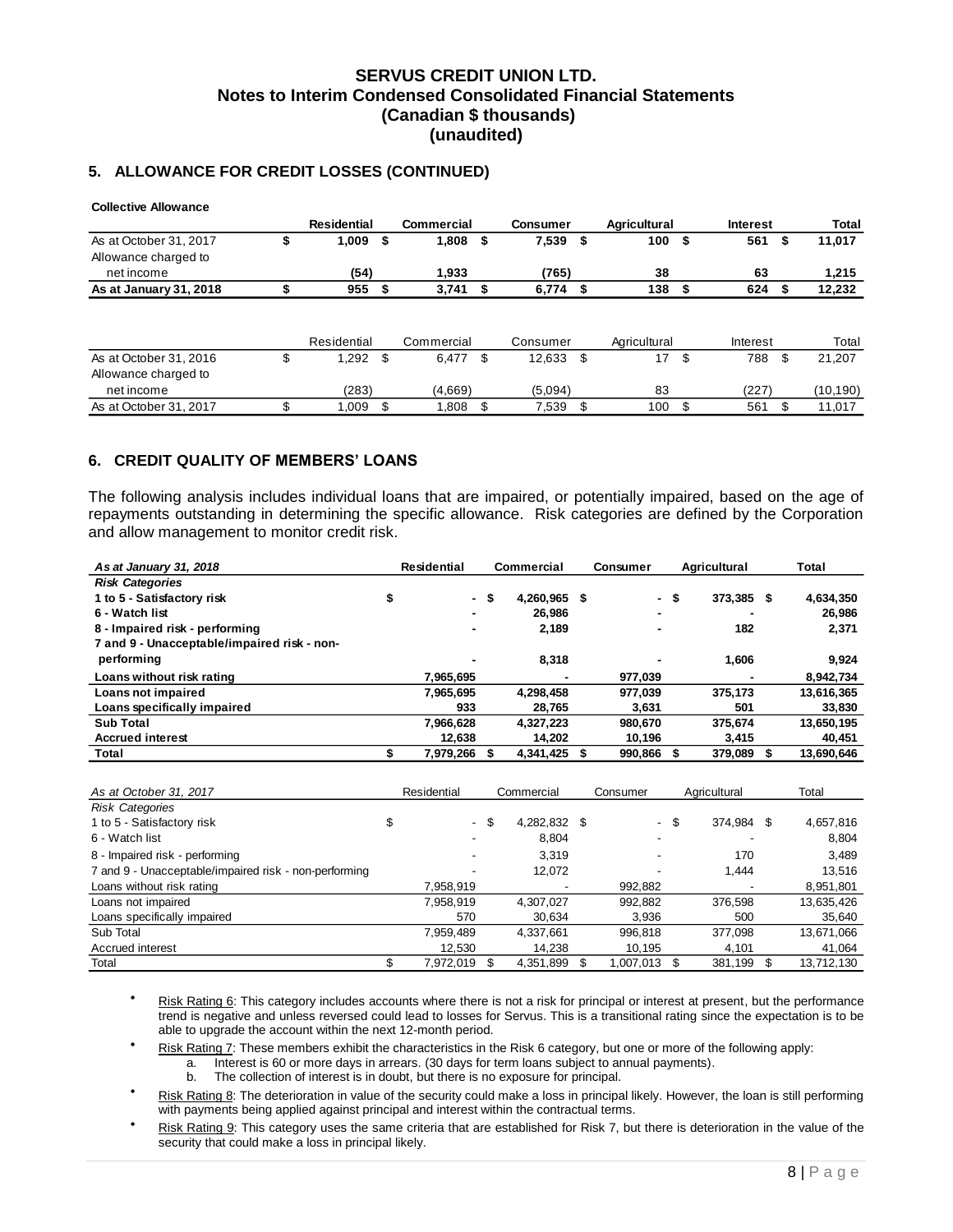# SERVUS CREDIT UNION LTD.
## Notes to Interim Condensed Consolidated Financial Statements
## (Canadian $ thousands)
## (unaudited)

### 5. ALLOWANCE FOR CREDIT LOSSES (CONTINUED)

**Collective Allowance**

| | Residential | Commercial | Consumer | Agricultural | Interest | Total |
|---|---|---|---|---|---|---|
| As at October 31, 2017 | **$ 1,009** | **$ 1,808** | **$ 7,539** | **$ 100** | **$ 561** | **$ 11,017** |
| Allowance charged to net income | **(54)** | **1,933** | **(765)** | **38** | **63** | **1,215** |
| **As at January 31, 2018** | **$ 955** | **$ 3,741** | **$ 6,774** | **$ 138** | **$ 624** | **$ 12,232** |

| | Residential | Commercial | Consumer | Agricultural | Interest | Total |
|---|---|---|---|---|---|---|
| As at October 31, 2016 | $ 1,292 | $ 6,477 | $ 12,633 | $ 17 | $ 788 | $ 21,207 |
| Allowance charged to net income | (283) | (4,669) | (5,094) | 83 | (227) | (10,190) |
| As at October 31, 2017 | $ 1,009 | $ 1,808 | $ 7,539 | $ 100 | $ 561 | $ 11,017 |

### 6. CREDIT QUALITY OF MEMBERS' LOANS

The following analysis includes individual loans that are impaired, or potentially impaired, based on the age of repayments outstanding in determining the specific allowance. Risk categories are defined by the Corporation and allow management to monitor credit risk.

| ***As at January 31, 2018*** | **Residential** | **Commercial** | **Consumer** | **Agricultural** | **Total** |
|---|---|---|---|---|---|
| ***Risk Categories*** | | | | | |
| **1 to 5 - Satisfactory risk** | **$ -** | **$ 4,260,965** | **$ -** | **$ 373,385** | **$ 4,634,350** |
| **6 - Watch list** | **-** | **26,986** | **-** | **-** | **26,986** |
| **8 - Impaired risk - performing** | **-** | **2,189** | **-** | **182** | **2,371** |
| **7 and 9 - Unacceptable/impaired risk - non-performing** | **-** | **8,318** | **-** | **1,606** | **9,924** |
| **Loans without risk rating** | **7,965,695** | **-** | **977,039** | **-** | **8,942,734** |
| **Loans not impaired** | **7,965,695** | **4,298,458** | **977,039** | **375,173** | **13,616,365** |
| **Loans specifically impaired** | **933** | **28,765** | **3,631** | **501** | **33,830** |
| **Sub Total** | **7,966,628** | **4,327,223** | **980,670** | **375,674** | **13,650,195** |
| **Accrued interest** | **12,638** | **14,202** | **10,196** | **3,415** | **40,451** |
| **Total** | **$ 7,979,266** | **$ 4,341,425** | **$ 990,866** | **$ 379,089** | **$ 13,690,646** |

| *As at October 31, 2017* | Residential | Commercial | Consumer | Agricultural | Total |
|---|---|---|---|---|---|
| *Risk Categories* | | | | | |
| 1 to 5 - Satisfactory risk | $ - | $ 4,282,832 | $ - | $ 374,984 | $ 4,657,816 |
| 6 - Watch list | - | 8,804 | - | - | 8,804 |
| 8 - Impaired risk - performing | - | 3,319 | - | 170 | 3,489 |
| 7 and 9 - Unacceptable/impaired risk - non-performing | - | 12,072 | - | 1,444 | 13,516 |
| Loans without risk rating | 7,958,919 | - | 992,882 | - | 8,951,801 |
| Loans not impaired | 7,958,919 | 4,307,027 | 992,882 | 376,598 | 13,635,426 |
| Loans specifically impaired | 570 | 30,634 | 3,936 | 500 | 35,640 |
| Sub Total | 7,959,489 | 4,337,661 | 996,818 | 377,098 | 13,671,066 |
| Accrued interest | 12,530 | 14,238 | 10,195 | 4,101 | 41,064 |
| Total | $ 7,972,019 | $ 4,351,899 | $ 1,007,013 | $ 381,199 | $ 13,712,130 |

- Risk Rating 6: This category includes accounts where there is not a risk for principal or interest at present, but the performance trend is negative and unless reversed could lead to losses for Servus. This is a transitional rating since the expectation is to be able to upgrade the account within the next 12-month period.
- Risk Rating 7: These members exhibit the characteristics in the Risk 6 category, but one or more of the following apply:
  a. Interest is 60 or more days in arrears. (30 days for term loans subject to annual payments).
  b. The collection of interest is in doubt, but there is no exposure for principal.
- Risk Rating 8: The deterioration in value of the security could make a loss in principal likely. However, the loan is still performing with payments being applied against principal and interest within the contractual terms.
- Risk Rating 9: This category uses the same criteria that are established for Risk 7, but there is deterioration in the value of the security that could make a loss in principal likely.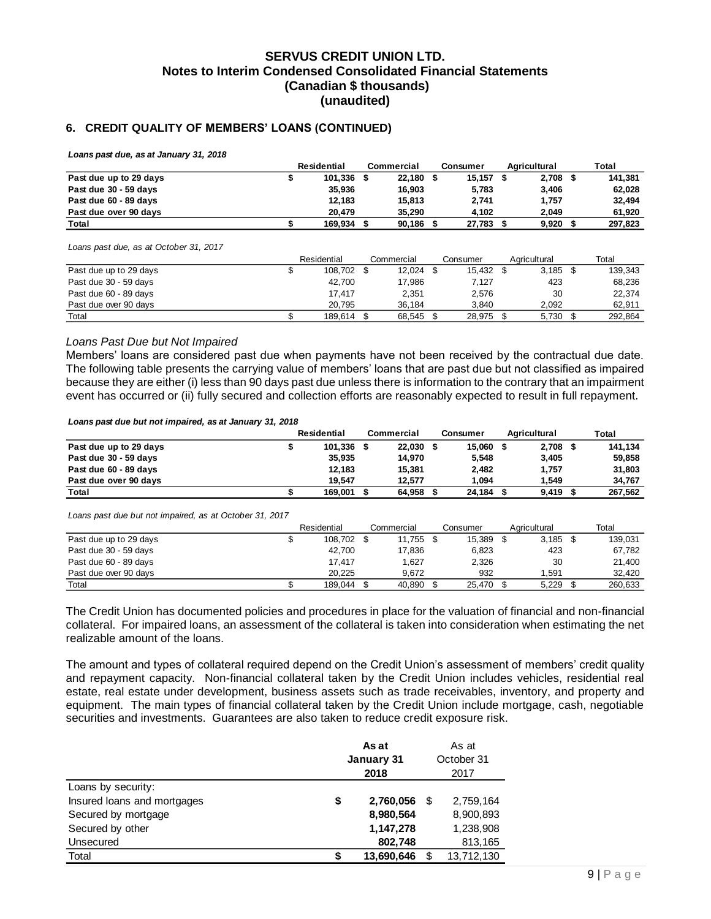**SERVUS CREDIT UNION LTD.**
**Notes to Interim Condensed Consolidated Financial Statements**
**(Canadian $ thousands)**
**(unaudited)**

## 6. CREDIT QUALITY OF MEMBERS' LOANS (CONTINUED)

***Loans past due, as at January 31, 2018***

| | Residential | Commercial | Consumer | Agricultural | Total |
|---|---|---|---|---|---|
| **Past due up to 29 days** | **$ 101,336** | **$ 22,180** | **$ 15,157** | **$ 2,708** | **$ 141,381** |
| **Past due 30 - 59 days** | **35,936** | **16,903** | **5,783** | **3,406** | **62,028** |
| **Past due 60 - 89 days** | **12,183** | **15,813** | **2,741** | **1,757** | **32,494** |
| **Past due over 90 days** | **20,479** | **35,290** | **4,102** | **2,049** | **61,920** |
| **Total** | **$ 169,934** | **$ 90,186** | **$ 27,783** | **$ 9,920** | **$ 297,823** |

*Loans past due, as at October 31, 2017*

| | Residential | Commercial | Consumer | Agricultural | Total |
|---|---|---|---|---|---|
| Past due up to 29 days | $ 108,702 | $ 12,024 | $ 15,432 | $ 3,185 | $ 139,343 |
| Past due 30 - 59 days | 42,700 | 17,986 | 7,127 | 423 | 68,236 |
| Past due 60 - 89 days | 17,417 | 2,351 | 2,576 | 30 | 22,374 |
| Past due over 90 days | 20,795 | 36,184 | 3,840 | 2,092 | 62,911 |
| Total | $ 189,614 | $ 68,545 | $ 28,975 | $ 5,730 | $ 292,864 |

### *Loans Past Due but Not Impaired*

Members' loans are considered past due when payments have not been received by the contractual due date. The following table presents the carrying value of members' loans that are past due but not classified as impaired because they are either (i) less than 90 days past due unless there is information to the contrary that an impairment event has occurred or (ii) fully secured and collection efforts are reasonably expected to result in full repayment.

***Loans past due but not impaired, as at January 31, 2018***

| | Residential | Commercial | Consumer | Agricultural | Total |
|---|---|---|---|---|---|
| **Past due up to 29 days** | **$ 101,336** | **$ 22,030** | **$ 15,060** | **$ 2,708** | **$ 141,134** |
| **Past due 30 - 59 days** | **35,935** | **14,970** | **5,548** | **3,405** | **59,858** |
| **Past due 60 - 89 days** | **12,183** | **15,381** | **2,482** | **1,757** | **31,803** |
| **Past due over 90 days** | **19,547** | **12,577** | **1,094** | **1,549** | **34,767** |
| **Total** | **$ 169,001** | **$ 64,958** | **$ 24,184** | **$ 9,419** | **$ 267,562** |

*Loans past due but not impaired, as at October 31, 2017*

| | Residential | Commercial | Consumer | Agricultural | Total |
|---|---|---|---|---|---|
| Past due up to 29 days | $ 108,702 | $ 11,755 | $ 15,389 | $ 3,185 | $ 139,031 |
| Past due 30 - 59 days | 42,700 | 17,836 | 6,823 | 423 | 67,782 |
| Past due 60 - 89 days | 17,417 | 1,627 | 2,326 | 30 | 21,400 |
| Past due over 90 days | 20,225 | 9,672 | 932 | 1,591 | 32,420 |
| Total | $ 189,044 | $ 40,890 | $ 25,470 | $ 5,229 | $ 260,633 |

The Credit Union has documented policies and procedures in place for the valuation of financial and non-financial collateral. For impaired loans, an assessment of the collateral is taken into consideration when estimating the net realizable amount of the loans.

The amount and types of collateral required depend on the Credit Union's assessment of members' credit quality and repayment capacity. Non-financial collateral taken by the Credit Union includes vehicles, residential real estate, real estate under development, business assets such as trade receivables, inventory, and property and equipment. The main types of financial collateral taken by the Credit Union include mortgage, cash, negotiable securities and investments. Guarantees are also taken to reduce credit exposure risk.

| | **As at January 31 2018** | As at October 31 2017 |
|---|---|---|
| Loans by security: | | |
| Insured loans and mortgages | **$ 2,760,056** | $ 2,759,164 |
| Secured by mortgage | **8,980,564** | 8,900,893 |
| Secured by other | **1,147,278** | 1,238,908 |
| Unsecured | **802,748** | 813,165 |
| Total | **$ 13,690,646** | $ 13,712,130 |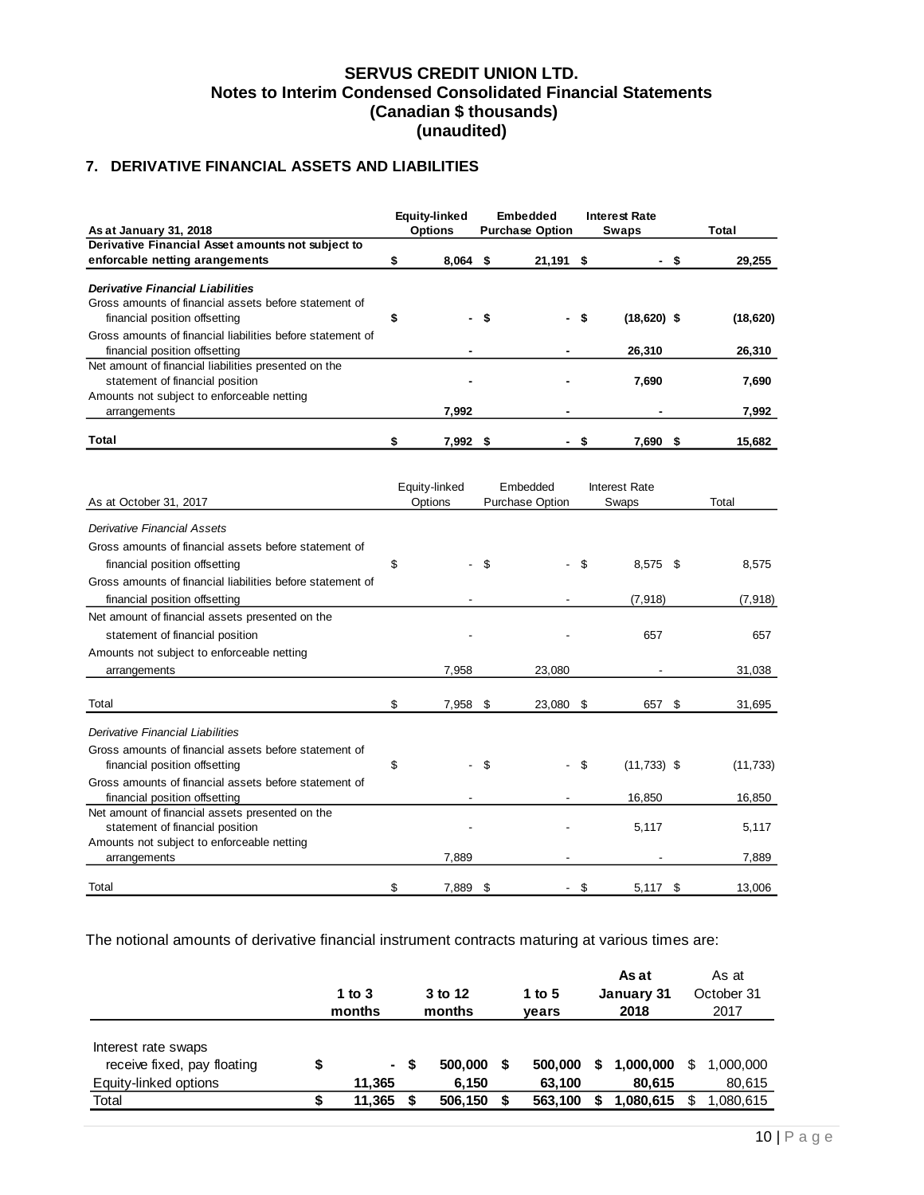# SERVUS CREDIT UNION LTD.
## Notes to Interim Condensed Consolidated Financial Statements
## (Canadian $ thousands)
## (unaudited)

### 7. DERIVATIVE FINANCIAL ASSETS AND LIABILITIES

| **As at January 31, 2018** | **Equity-linked Options** | **Embedded Purchase Option** | **Interest Rate Swaps** | **Total** |
|---|---|---|---|---|
| **Derivative Financial Asset amounts not subject to enforcable netting arangements** | **$ 8,064** | **$ 21,191** | **$ -** | **$ 29,255** |
| ***Derivative Financial Liabilities*** | | | | |
| Gross amounts of financial assets before statement of financial position offsetting | **$ -** | **$ -** | **$ (18,620)** | **$ (18,620)** |
| Gross amounts of financial liabilities before statement of financial position offsetting | **-** | **-** | **26,310** | **26,310** |
| Net amount of financial liabilities presented on the statement of financial position | **-** | **-** | **7,690** | **7,690** |
| Amounts not subject to enforceable netting arrangements | **7,992** | **-** | **-** | **7,992** |
| **Total** | **$ 7,992** | **$ -** | **$ 7,690** | **$ 15,682** |

| As at October 31, 2017 | Equity-linked Options | Embedded Purchase Option | Interest Rate Swaps | Total |
|---|---|---|---|---|
| *Derivative Financial Assets* | | | | |
| Gross amounts of financial assets before statement of financial position offsetting | $ - | $ - | $ 8,575 | $ 8,575 |
| Gross amounts of financial liabilities before statement of financial position offsetting | - | - | (7,918) | (7,918) |
| Net amount of financial assets presented on the statement of financial position | - | - | 657 | 657 |
| Amounts not subject to enforceable netting arrangements | 7,958 | 23,080 | - | 31,038 |
| Total | $ 7,958 | $ 23,080 | $ 657 | $ 31,695 |
| *Derivative Financial Liabilities* | | | | |
| Gross amounts of financial assets before statement of financial position offsetting | $ - | $ - | $ (11,733) | $ (11,733) |
| Gross amounts of financial assets before statement of financial position offsetting | - | - | 16,850 | 16,850 |
| Net amount of financial assets presented on the statement of financial position | - | - | 5,117 | 5,117 |
| Amounts not subject to enforceable netting arrangements | 7,889 | - | - | 7,889 |
| Total | $ 7,889 | $ - | $ 5,117 | $ 13,006 |

The notional amounts of derivative financial instrument contracts maturing at various times are:

| | **1 to 3 months** | **3 to 12 months** | **1 to 5 years** | **As at January 31 2018** | As at October 31 2017 |
|---|---|---|---|---|---|
| Interest rate swaps receive fixed, pay floating | **$ -** | **$ 500,000** | **$ 500,000** | **$ 1,000,000** | $ 1,000,000 |
| Equity-linked options | **11,365** | **6,150** | **63,100** | **80,615** | 80,615 |
| Total | **$ 11,365** | **$ 506,150** | **$ 563,100** | **$ 1,080,615** | $ 1,080,615 |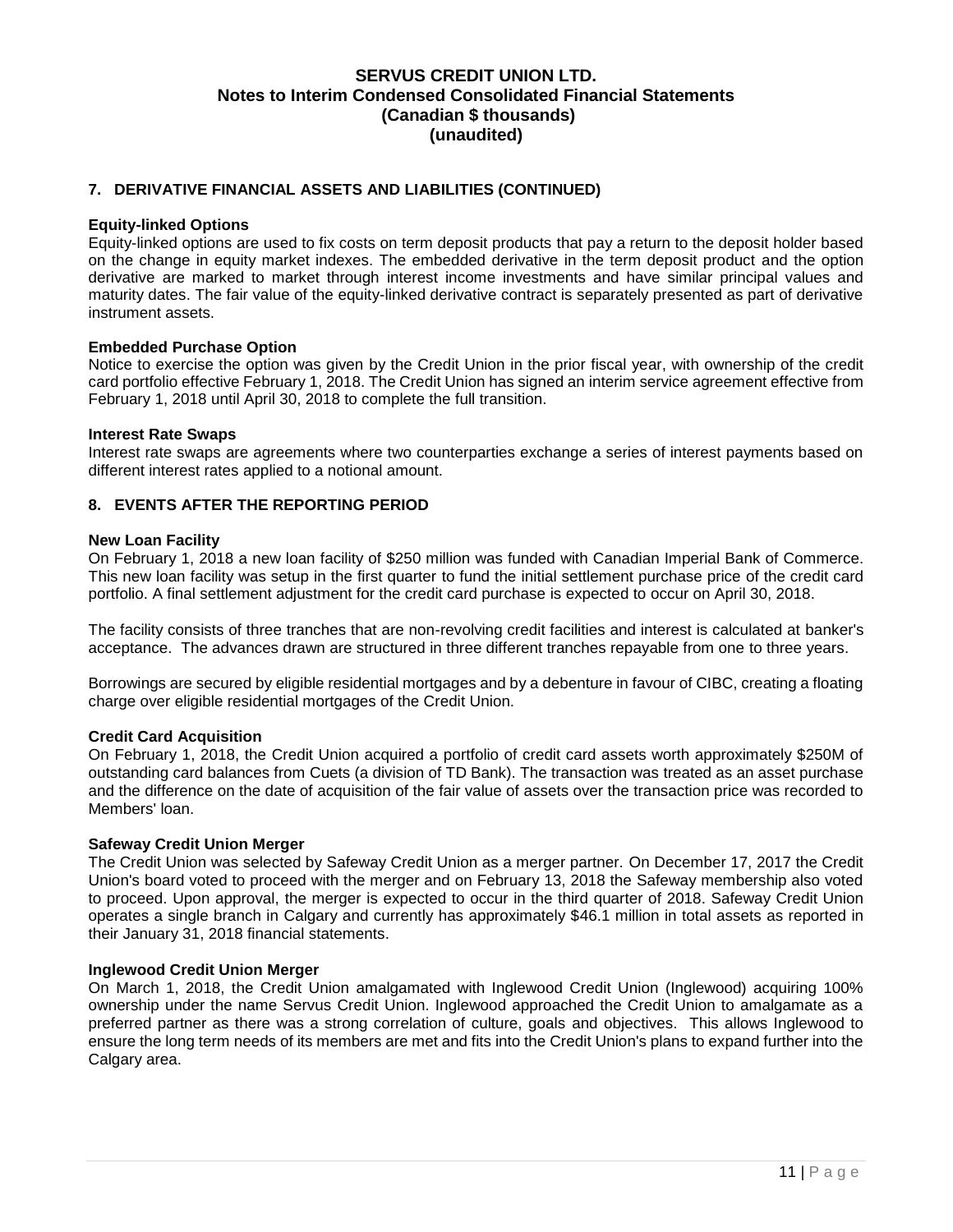## 7. DERIVATIVE FINANCIAL ASSETS AND LIABILITIES (CONTINUED)

**Equity-linked Options**

Equity-linked options are used to fix costs on term deposit products that pay a return to the deposit holder based on the change in equity market indexes. The embedded derivative in the term deposit product and the option derivative are marked to market through interest income investments and have similar principal values and maturity dates. The fair value of the equity-linked derivative contract is separately presented as part of derivative instrument assets.

**Embedded Purchase Option**

Notice to exercise the option was given by the Credit Union in the prior fiscal year, with ownership of the credit card portfolio effective February 1, 2018. The Credit Union has signed an interim service agreement effective from February 1, 2018 until April 30, 2018 to complete the full transition.

**Interest Rate Swaps**

Interest rate swaps are agreements where two counterparties exchange a series of interest payments based on different interest rates applied to a notional amount.

## 8. EVENTS AFTER THE REPORTING PERIOD

**New Loan Facility**

On February 1, 2018 a new loan facility of $250 million was funded with Canadian Imperial Bank of Commerce. This new loan facility was setup in the first quarter to fund the initial settlement purchase price of the credit card portfolio. A final settlement adjustment for the credit card purchase is expected to occur on April 30, 2018.

The facility consists of three tranches that are non-revolving credit facilities and interest is calculated at banker's acceptance. The advances drawn are structured in three different tranches repayable from one to three years.

Borrowings are secured by eligible residential mortgages and by a debenture in favour of CIBC, creating a floating charge over eligible residential mortgages of the Credit Union.

**Credit Card Acquisition**

On February 1, 2018, the Credit Union acquired a portfolio of credit card assets worth approximately $250M of outstanding card balances from Cuets (a division of TD Bank). The transaction was treated as an asset purchase and the difference on the date of acquisition of the fair value of assets over the transaction price was recorded to Members' loan.

**Safeway Credit Union Merger**

The Credit Union was selected by Safeway Credit Union as a merger partner. On December 17, 2017 the Credit Union's board voted to proceed with the merger and on February 13, 2018 the Safeway membership also voted to proceed. Upon approval, the merger is expected to occur in the third quarter of 2018. Safeway Credit Union operates a single branch in Calgary and currently has approximately $46.1 million in total assets as reported in their January 31, 2018 financial statements.

**Inglewood Credit Union Merger**

On March 1, 2018, the Credit Union amalgamated with Inglewood Credit Union (Inglewood) acquiring 100% ownership under the name Servus Credit Union. Inglewood approached the Credit Union to amalgamate as a preferred partner as there was a strong correlation of culture, goals and objectives. This allows Inglewood to ensure the long term needs of its members are met and fits into the Credit Union's plans to expand further into the Calgary area.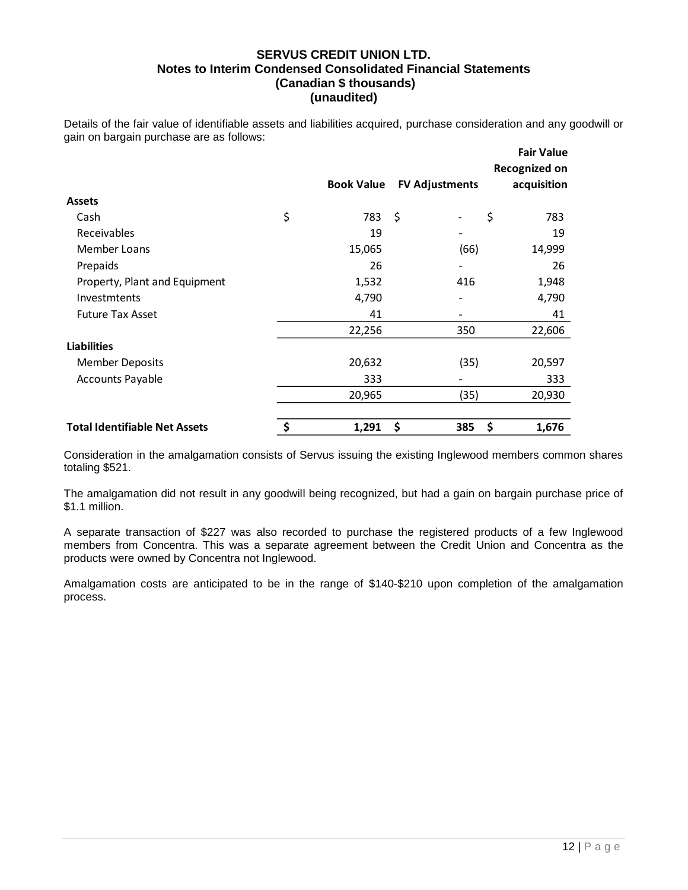Details of the fair value of identifiable assets and liabilities acquired, purchase consideration and any goodwill or gain on bargain purchase are as follows:

| | Book Value | FV Adjustments | Fair Value Recognized on acquisition |
|---|---|---|---|
| **Assets** | | | |
| Cash | $ 783 | $ - | $ 783 |
| Receivables | 19 | - | 19 |
| Member Loans | 15,065 | (66) | 14,999 |
| Prepaids | 26 | - | 26 |
| Property, Plant and Equipment | 1,532 | 416 | 1,948 |
| Investmtents | 4,790 | - | 4,790 |
| Future Tax Asset | 41 | - | 41 |
| | 22,256 | 350 | 22,606 |
| **Liabilities** | | | |
| Member Deposits | 20,632 | (35) | 20,597 |
| Accounts Payable | 333 | - | 333 |
| | 20,965 | (35) | 20,930 |
| **Total Identifiable Net Assets** | **$ 1,291** | **$ 385** | **$ 1,676** |

Consideration in the amalgamation consists of Servus issuing the existing Inglewood members common shares totaling $521.

The amalgamation did not result in any goodwill being recognized, but had a gain on bargain purchase price of $1.1 million.

A separate transaction of $227 was also recorded to purchase the registered products of a few Inglewood members from Concentra. This was a separate agreement between the Credit Union and Concentra as the products were owned by Concentra not Inglewood.

Amalgamation costs are anticipated to be in the range of $140-$210 upon completion of the amalgamation process.